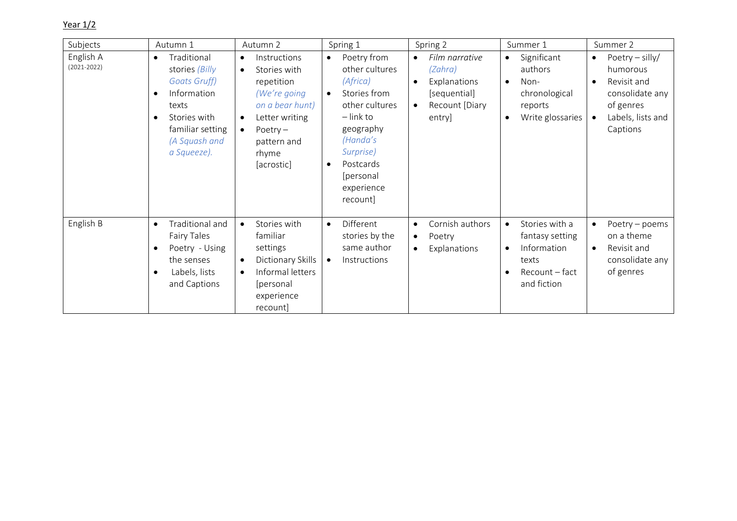Year 1/2

| Subjects | Autumn 1 | Autumn 2 | Spring 1 | Spring 2 | Summer 1 | Summer 2 |
|---|---|---|---|---|---|---|
| English A (2021-2022) | • Traditional stories *(Billy Goats Gruff)*<br>• Information texts<br>• Stories with familiar setting *(A Squash and a Squeeze).* | • Instructions<br>• Stories with repetition *(We're going on a bear hunt)*<br>• Letter writing<br>• Poetry – pattern and rhyme [acrostic] | • Poetry from other cultures *(Africa)*<br>• Stories from other cultures – link to geography *(Handa's Surprise)*<br>• Postcards [personal experience recount] | • *Film narrative (Zahra)*<br>• Explanations [sequential]<br>• Recount [Diary entry] | • Significant authors<br>• Non-chronological reports<br>• Write glossaries | • Poetry – silly/ humorous<br>• Revisit and consolidate any of genres<br>• Labels, lists and Captions |
| English B | • Traditional and Fairy Tales<br>• Poetry - Using the senses<br>• Labels, lists and Captions | • Stories with familiar settings<br>• Dictionary Skills<br>• Informal letters [personal experience recount] | • Different stories by the same author<br>• Instructions | • Cornish authors<br>• Poetry<br>• Explanations | • Stories with a fantasy setting<br>• Information texts<br>• Recount – fact and fiction | • Poetry – poems on a theme<br>• Revisit and consolidate any of genres |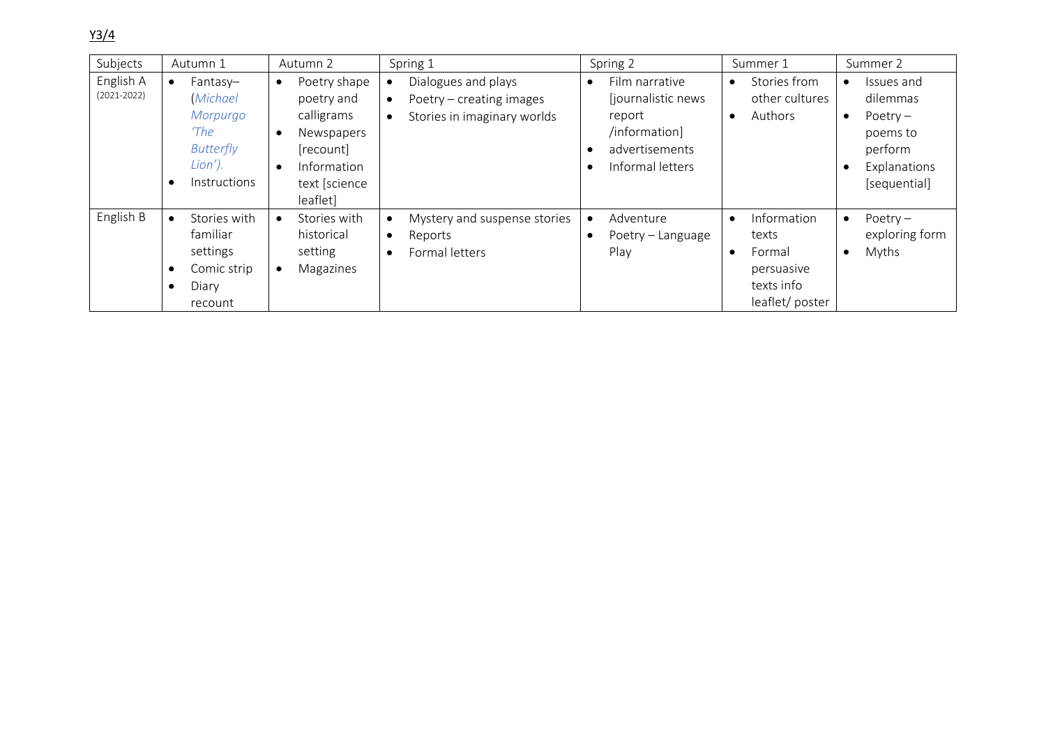<u>Y3/4</u>

| Subjects | Autumn 1 | Autumn 2 | Spring 1 | Spring 2 | Summer 1 | Summer 2 |
|---|---|---|---|---|---|---|
| English A (2021-2022) | • Fantasy– (*Michael Morpurgo 'The Butterfly Lion').*<br>• Instructions | • Poetry shape poetry and calligrams<br>• Newspapers [recount]<br>• Information text [science leaflet] | • Dialogues and plays<br>• Poetry – creating images<br>• Stories in imaginary worlds | • Film narrative [journalistic news report /information]<br>• advertisements<br>• Informal letters | • Stories from other cultures<br>• Authors | • Issues and dilemmas<br>• Poetry – poems to perform<br>• Explanations [sequential] |
| English B | • Stories with familiar settings<br>• Comic strip<br>• Diary recount | • Stories with historical setting<br>• Magazines | • Mystery and suspense stories<br>• Reports<br>• Formal letters | • Adventure<br>• Poetry – Language Play | • Information texts<br>• Formal persuasive texts info leaflet/ poster | • Poetry – exploring form<br>• Myths |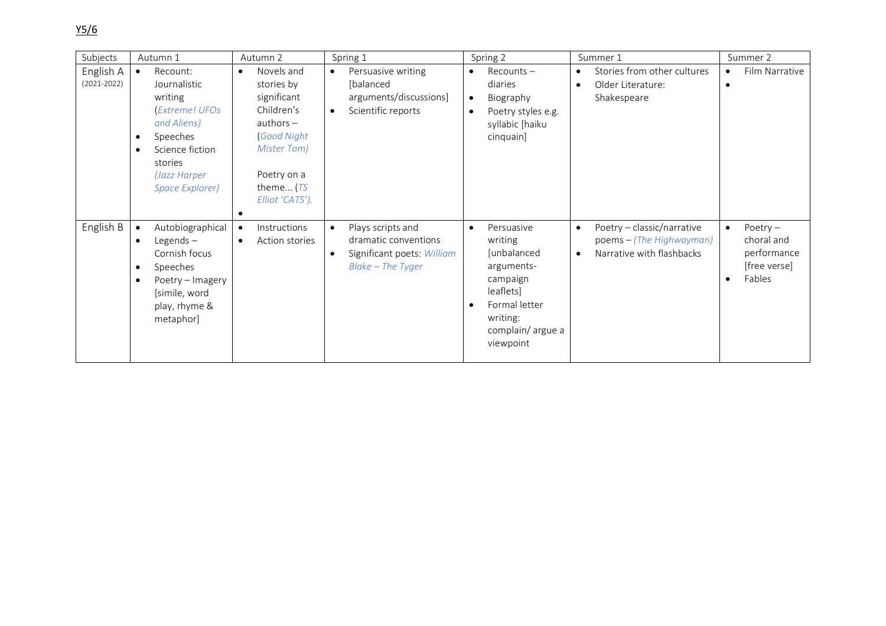Y5/6

| Subjects | Autumn 1 | Autumn 2 | Spring 1 | Spring 2 | Summer 1 | Summer 2 |
|---|---|---|---|---|---|---|
| English A (2021-2022) | • Recount: Journalistic writing (*Extreme! UFOs and Aliens)*<br>• Speeches<br>• Science fiction stories *(Jazz Harper Space Explorer)* | • Novels and stories by significant Children's authors – (*Good Night Mister Tom)*<br><br>Poetry on a theme... (*TS Elliot 'CATS').*<br>• | • Persuasive writing [balanced arguments/discussions]<br>• Scientific reports | • Recounts – diaries<br>• Biography<br>• Poetry styles e.g. syllabic [haiku cinquain] | • Stories from other cultures<br>• Older Literature: Shakespeare | • Film Narrative<br>• |
| English B | • Autobiographical<br>• Legends – Cornish focus<br>• Speeches<br>• Poetry – Imagery [simile, word play, rhyme & metaphor] | • Instructions<br>• Action stories | • Plays scripts and dramatic conventions<br>• Significant poets: *William Blake – The Tyger* | • Persuasive writing [unbalanced arguments- campaign leaflets]<br>• Formal letter writing: complain/ argue a viewpoint | • Poetry – classic/narrative poems – *(The Highwayman)*<br>• Narrative with flashbacks | • Poetry – choral and performance [free verse]<br>• Fables |